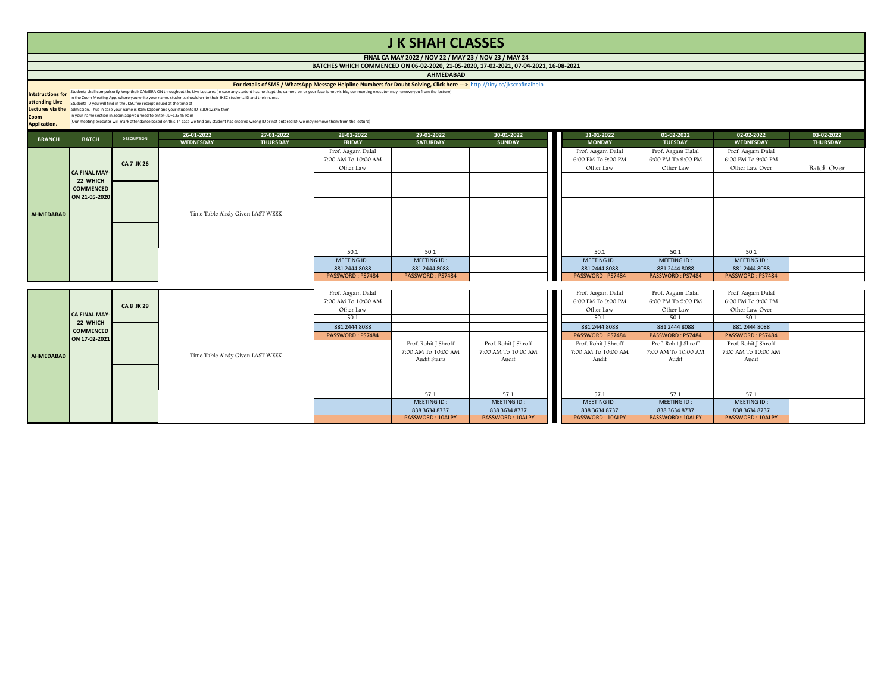# J K SHAH CLASSES

**FINAL CA MAY 2022 / NOV 22 / MAY 23 / NOV 23 / MAY 24**

**BATCHES WHICH COMMENCED ON 06-02-2020, 21-05-2020, 17-02-2021, 07-04-2021, 16-08-2021**

**AHMEDABAD**

**For details of SMS / WhatsApp Message Helpline Numbers for Doubt Solving, Click here --->** http://tiny.cc/jksccafinalhelp

**Intstructions for attending Live Lectures via the Zoom Application.**

Students shall compulsorily keep their CAMERA ON throughout the Live Lectures (in case any student has not kept the camera on or your face is not visible, our meeting executor may remove you from the lecture)
In the Zoom Meeting App, where you write your name, students should write their JKSC students ID and their name.
Students ID you will find in the JKSC fee receipt issued at the time of admission. Thus in case your name is Ram Kapoor and your students ID is JDF12345 then in your name section in Zoom app you need to enter- JDF12345 Ram
(Our meeting executor will mark attendance based on this. In case we find any student has entered wrong ID or not entered ID, we may remove them from the lecture)

| BRANCH | BATCH | DESCRIPTION | 26-01-2022 WEDNESDAY | 27-01-2022 THURSDAY | 28-01-2022 FRIDAY | 29-01-2022 SATURDAY | 30-01-2022 SUNDAY | 31-01-2022 MONDAY | 01-02-2022 TUESDAY | 02-02-2022 WEDNESDAY | 03-02-2022 THURSDAY |
|---|---|---|---|---|---|---|---|---|---|---|---|
| AHMEDABAD | CA FINAL MAY-22 WHICH COMMENCED ON 21-05-2020 | CA 7 JK 26 | Time Table Alrdy Given LAST WEEK | | Prof. Aagam Dalal 7:00 AM To 10:00 AM Other Law | | | Prof. Aagam Dalal 6:00 PM To 9:00 PM Other Law | Prof. Aagam Dalal 6:00 PM To 9:00 PM Other Law | Prof. Aagam Dalal 6:00 PM To 9:00 PM Other Law Over | Batch Over |
| | | | | | 50.1 | 50.1 | | 50.1 | 50.1 | 50.1 | |
| | | | | | MEETING ID : 881 2444 8088 | MEETING ID : 881 2444 8088 | | MEETING ID : 881 2444 8088 | MEETING ID : 881 2444 8088 | MEETING ID : 881 2444 8088 | |
| | | | | | PASSWORD : PS7484 | PASSWORD : PS7484 | | PASSWORD : PS7484 | PASSWORD : PS7484 | PASSWORD : PS7484 | |

| BRANCH | BATCH | DESCRIPTION | 26-01-2022 WEDNESDAY | 27-01-2022 THURSDAY | 28-01-2022 FRIDAY | 29-01-2022 SATURDAY | 30-01-2022 SUNDAY | 31-01-2022 MONDAY | 01-02-2022 TUESDAY | 02-02-2022 WEDNESDAY | 03-02-2022 THURSDAY |
|---|---|---|---|---|---|---|---|---|---|---|---|
| AHMEDABAD | CA FINAL MAY-22 WHICH COMMENCED ON 17-02-2021 | CA 8 JK 29 | Time Table Alrdy Given LAST WEEK | | Prof. Aagam Dalal 7:00 AM To 10:00 AM Other Law | | | Prof. Aagam Dalal 6:00 PM To 9:00 PM Other Law | Prof. Aagam Dalal 6:00 PM To 9:00 PM Other Law | Prof. Aagam Dalal 6:00 PM To 9:00 PM Other Law Over | |
| | | | | | 50.1 | | | 50.1 | 50.1 | 50.1 | |
| | | | | | 881 2444 8088 | | | 881 2444 8088 | 881 2444 8088 | 881 2444 8088 | |
| | | | | | PASSWORD : PS7484 | | | PASSWORD : PS7484 | PASSWORD : PS7484 | PASSWORD : PS7484 | |
| | | | | | | Prof. Rohit J Shroff 7:00 AM To 10:00 AM Audit Starts | Prof. Rohit J Shroff 7:00 AM To 10:00 AM Audit | Prof. Rohit J Shroff 7:00 AM To 10:00 AM Audit | Prof. Rohit J Shroff 7:00 AM To 10:00 AM Audit | Prof. Rohit J Shroff 7:00 AM To 10:00 AM Audit | |
| | | | | | | 57.1 | 57.1 | 57.1 | 57.1 | 57.1 | |
| | | | | | | MEETING ID : 838 3634 8737 | MEETING ID : 838 3634 8737 | MEETING ID : 838 3634 8737 | MEETING ID : 838 3634 8737 | MEETING ID : 838 3634 8737 | |
| | | | | | | PASSWORD : 10ALPY | PASSWORD : 10ALPY | PASSWORD : 10ALPY | PASSWORD : 10ALPY | PASSWORD : 10ALPY | |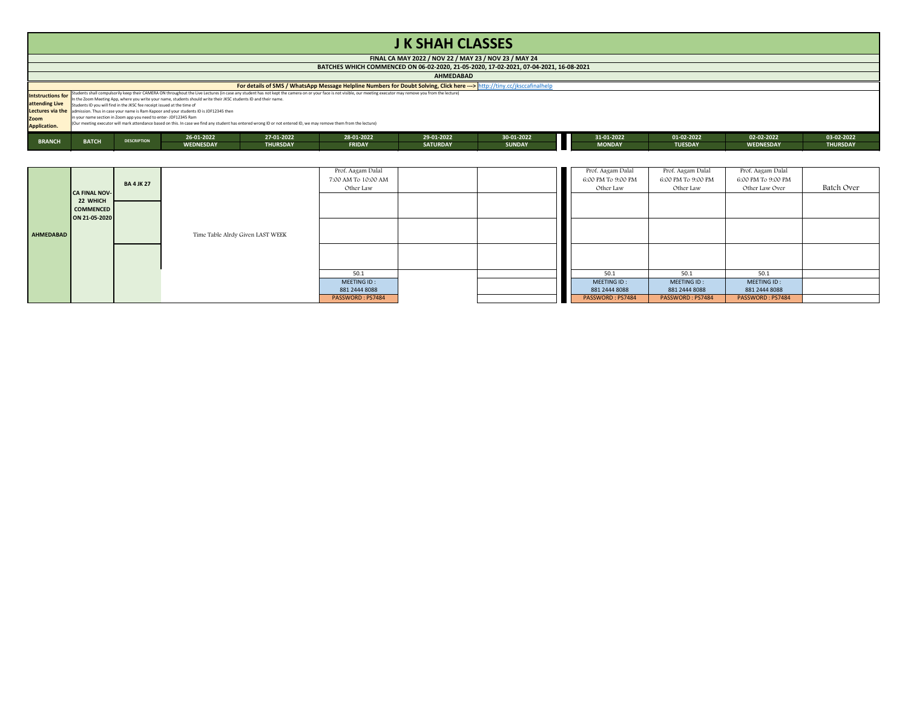# J K SHAH CLASSES

**FINAL CA MAY 2022 / NOV 22 / MAY 23 / NOV 23 / MAY 24**

**BATCHES WHICH COMMENCED ON 06-02-2020, 21-05-2020, 17-02-2021, 07-04-2021, 16-08-2021**

**AHMEDABAD**

**For details of SMS / WhatsApp Message Helpline Numbers for Doubt Solving, Click here --->** http://tiny.cc/jksccafinalhelp

**Intstructions for attending Live Lectures via the Zoom Application.**

Students shall compulsorily keep their CAMERA ON throughout the Live Lectures (in case any student has not kept the camera on or your face is not visible, our meeting executor may remove you from the lecture)
In the Zoom Meeting App, where you write your name, students should write their JKSC students ID and their name.
Students ID you will find in the JKSC fee receipt issued at the time of admission. Thus in case your name is Ram Kapoor and your students ID is JDF12345 then in your name section in Zoom app you need to enter- JDF12345 Ram
(Our meeting executor will mark attendance based on this. In case we find any student has entered wrong ID or not entered ID, we may remove them from the lecture)

| BRANCH | BATCH | DESCRIPTION | 26-01-2022 WEDNESDAY | 27-01-2022 THURSDAY | 28-01-2022 FRIDAY | 29-01-2022 SATURDAY | 30-01-2022 SUNDAY | 31-01-2022 MONDAY | 01-02-2022 TUESDAY | 02-02-2022 WEDNESDAY | 03-02-2022 THURSDAY |
|---|---|---|---|---|---|---|---|---|---|---|---|
| AHMEDABAD | CA FINAL NOV-22 WHICH COMMENCED ON 21-05-2020 | BA 4 JK 27 | Time Table Alrdy Given LAST WEEK | | Prof. Aagam Dalal 7:00 AM To 10:00 AM Other Law | | | Prof. Aagam Dalal 6:00 PM To 9:00 PM Other Law | Prof. Aagam Dalal 6:00 PM To 9:00 PM Other Law | Prof. Aagam Dalal 6:00 PM To 9:00 PM Other Law Over | Batch Over |
| | | | | | | | | | | | |
| | | | | | | | | | | | |
| | | | | | | | | | | | |
| | | | | | 50.1 | | | 50.1 | 50.1 | 50.1 | |
| | | | | | MEETING ID : 881 2444 8088 | | | MEETING ID : 881 2444 8088 | MEETING ID : 881 2444 8088 | MEETING ID : 881 2444 8088 | |
| | | | | | PASSWORD : PS7484 | | | PASSWORD : PS7484 | PASSWORD : PS7484 | PASSWORD : PS7484 | |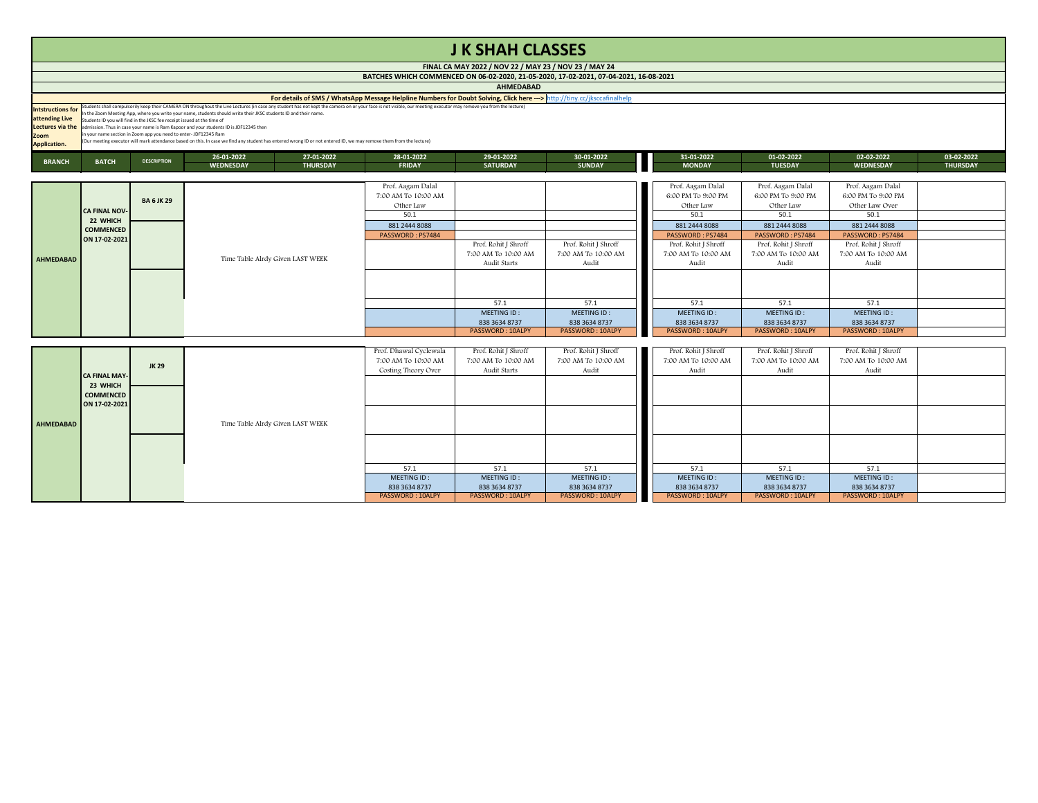# J K SHAH CLASSES

**FINAL CA MAY 2022 / NOV 22 / MAY 23 / NOV 23 / MAY 24**

**BATCHES WHICH COMMENCED ON 06-02-2020, 21-05-2020, 17-02-2021, 07-04-2021, 16-08-2021**

**AHMEDABAD**

**For details of SMS / WhatsApp Message Helpline Numbers for Doubt Solving, Click here --->** http://tiny.cc/jksccafinalhelp

**Intstructions for attending Live Lectures via the Zoom Application.**

Students shall compulsorily keep their CAMERA ON throughout the Live Lectures (in case any student has not kept the camera on or your face is not visible, our meeting executor may remove you from the lecture)
In the Zoom Meeting App, where you write your name, students should write their JKSC students ID and their name.
Students ID you will find in the JKSC fee receipt issued at the time of admission. Thus in case your name is Ram Kapoor and your students ID is JDF12345 then in your name section in Zoom app you need to enter- JDF12345 Ram
(Our meeting executor will mark attendance based on this. In case we find any student has entered wrong ID or not entered ID, we may remove them from the lecture)

| BRANCH | BATCH | DESCRIPTION | 26-01-2022 WEDNESDAY | 27-01-2022 THURSDAY | 28-01-2022 FRIDAY | 29-01-2022 SATURDAY | 30-01-2022 SUNDAY | 31-01-2022 MONDAY | 01-02-2022 TUESDAY | 02-02-2022 WEDNESDAY | 03-02-2022 THURSDAY |
|---|---|---|---|---|---|---|---|---|---|---|---|
| AHMEDABAD | CA FINAL NOV-22 WHICH COMMENCED ON 17-02-2021 | BA 6 JK 29 | Time Table Alrdy Given LAST WEEK | | Prof. Aagam Dalal 7:00 AM To 10:00 AM Other Law | | | Prof. Aagam Dalal 6:00 PM To 9:00 PM Other Law | Prof. Aagam Dalal 6:00 PM To 9:00 PM Other Law | Prof. Aagam Dalal 6:00 PM To 9:00 PM Other Law Over | |
| | | | | | 50.1 | | | 50.1 | 50.1 | 50.1 | |
| | | | | | 881 2444 8088 | | | 881 2444 8088 | 881 2444 8088 | 881 2444 8088 | |
| | | | | | PASSWORD : PS7484 | | | PASSWORD : PS7484 | PASSWORD : PS7484 | PASSWORD : PS7484 | |
| | | | | | | Prof. Rohit J Shroff 7:00 AM To 10:00 AM Audit Starts | Prof. Rohit J Shroff 7:00 AM To 10:00 AM Audit | Prof. Rohit J Shroff 7:00 AM To 10:00 AM Audit | Prof. Rohit J Shroff 7:00 AM To 10:00 AM Audit | Prof. Rohit J Shroff 7:00 AM To 10:00 AM Audit | |
| | | | | | | 57.1 | 57.1 | 57.1 | 57.1 | 57.1 | |
| | | | | | | MEETING ID : 838 3634 8737 | MEETING ID : 838 3634 8737 | MEETING ID : 838 3634 8737 | MEETING ID : 838 3634 8737 | MEETING ID : 838 3634 8737 | |
| | | | | | | PASSWORD : 10ALPY | PASSWORD : 10ALPY | PASSWORD : 10ALPY | PASSWORD : 10ALPY | PASSWORD : 10ALPY | |
| AHMEDABAD | CA FINAL MAY-23 WHICH COMMENCED ON 17-02-2021 | JK 29 | Time Table Alrdy Given LAST WEEK | | Prof. Dhawal Cyclewala 7:00 AM To 10:00 AM Costing Theory Over | Prof. Rohit J Shroff 7:00 AM To 10:00 AM Audit Starts | Prof. Rohit J Shroff 7:00 AM To 10:00 AM Audit | Prof. Rohit J Shroff 7:00 AM To 10:00 AM Audit | Prof. Rohit J Shroff 7:00 AM To 10:00 AM Audit | Prof. Rohit J Shroff 7:00 AM To 10:00 AM Audit | |
| | | | | | 57.1 | 57.1 | 57.1 | 57.1 | 57.1 | 57.1 | |
| | | | | | MEETING ID : 838 3634 8737 | MEETING ID : 838 3634 8737 | MEETING ID : 838 3634 8737 | MEETING ID : 838 3634 8737 | MEETING ID : 838 3634 8737 | MEETING ID : 838 3634 8737 | |
| | | | | | PASSWORD : 10ALPY | PASSWORD : 10ALPY | PASSWORD : 10ALPY | PASSWORD : 10ALPY | PASSWORD : 10ALPY | PASSWORD : 10ALPY | |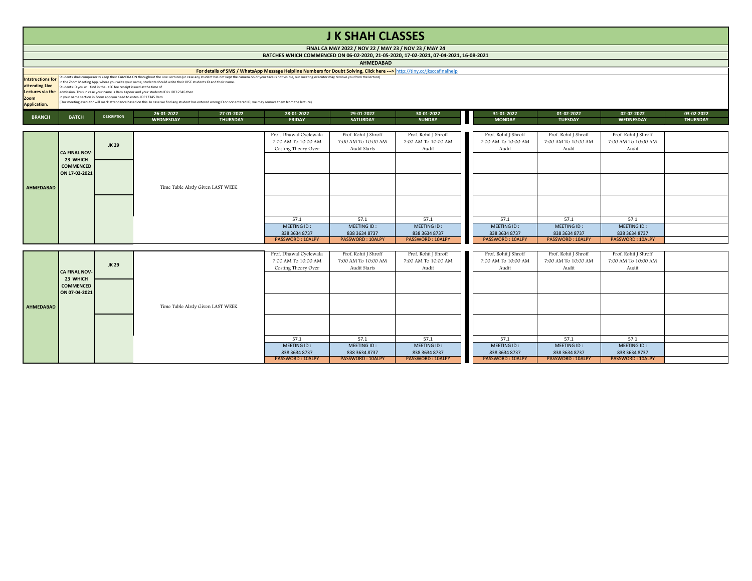# J K SHAH CLASSES

**FINAL CA MAY 2022 / NOV 22 / MAY 23 / NOV 23 / MAY 24**

**BATCHES WHICH COMMENCED ON 06-02-2020, 21-05-2020, 17-02-2021, 07-04-2021, 16-08-2021**

**AHMEDABAD**

**For details of SMS / WhatsApp Message Helpline Numbers for Doubt Solving, Click here --->** http://tiny.cc/jksccafinalhelp

**Intstructions for attending Live Lectures via the Zoom Application.**

Students shall compulsorily keep their CAMERA ON throughout the Live Lectures (in case any student has not kept the camera on or your face is not visible, our meeting executor may remove you from the lecture)
In the Zoom Meeting App, where you write your name, students should write their JKSC students ID and their name.
Students ID you will find in the JKSC fee receipt issued at the time of admission. Thus in case your name is Ram Kapoor and your students ID is JDF12345 then in your name section in Zoom app you need to enter- JDF12345 Ram
(Our meeting executor will mark attendance based on this. In case we find any student has entered wrong ID or not entered ID, we may remove them from the lecture)

| BRANCH | BATCH | DESCRIPTION | 26-01-2022 WEDNESDAY | 27-01-2022 THURSDAY | 28-01-2022 FRIDAY | 29-01-2022 SATURDAY | 30-01-2022 SUNDAY | 31-01-2022 MONDAY | 01-02-2022 TUESDAY | 02-02-2022 WEDNESDAY | 03-02-2022 THURSDAY |
|---|---|---|---|---|---|---|---|---|---|---|---|
| AHMEDABAD | CA FINAL NOV-23 WHICH COMMENCED ON 17-02-2021 | JK 29 | Time Table Alrdy Given LAST WEEK | | Prof. Dhawal Cyclewala 7:00 AM To 10:00 AM Costing Theory Over | Prof. Rohit J Shroff 7:00 AM To 10:00 AM Audit Starts | Prof. Rohit J Shroff 7:00 AM To 10:00 AM Audit | Prof. Rohit J Shroff 7:00 AM To 10:00 AM Audit | Prof. Rohit J Shroff 7:00 AM To 10:00 AM Audit | Prof. Rohit J Shroff 7:00 AM To 10:00 AM Audit | |
| | | | | | 57.1 | 57.1 | 57.1 | 57.1 | 57.1 | 57.1 | |
| | | | | | MEETING ID : 838 3634 8737 | MEETING ID : 838 3634 8737 | MEETING ID : 838 3634 8737 | MEETING ID : 838 3634 8737 | MEETING ID : 838 3634 8737 | MEETING ID : 838 3634 8737 | |
| | | | | | PASSWORD : 10ALPY | PASSWORD : 10ALPY | PASSWORD : 10ALPY | PASSWORD : 10ALPY | PASSWORD : 10ALPY | PASSWORD : 10ALPY | |
| AHMEDABAD | CA FINAL NOV-23 WHICH COMMENCED ON 07-04-2021 | JK 29 | Time Table Alrdy Given LAST WEEK | | Prof. Dhawal Cyclewala 7:00 AM To 10:00 AM Costing Theory Over | Prof. Rohit J Shroff 7:00 AM To 10:00 AM Audit Starts | Prof. Rohit J Shroff 7:00 AM To 10:00 AM Audit | Prof. Rohit J Shroff 7:00 AM To 10:00 AM Audit | Prof. Rohit J Shroff 7:00 AM To 10:00 AM Audit | Prof. Rohit J Shroff 7:00 AM To 10:00 AM Audit | |
| | | | | | 57.1 | 57.1 | 57.1 | 57.1 | 57.1 | 57.1 | |
| | | | | | MEETING ID : 838 3634 8737 | MEETING ID : 838 3634 8737 | MEETING ID : 838 3634 8737 | MEETING ID : 838 3634 8737 | MEETING ID : 838 3634 8737 | MEETING ID : 838 3634 8737 | |
| | | | | | PASSWORD : 10ALPY | PASSWORD : 10ALPY | PASSWORD : 10ALPY | PASSWORD : 10ALPY | PASSWORD : 10ALPY | PASSWORD : 10ALPY | |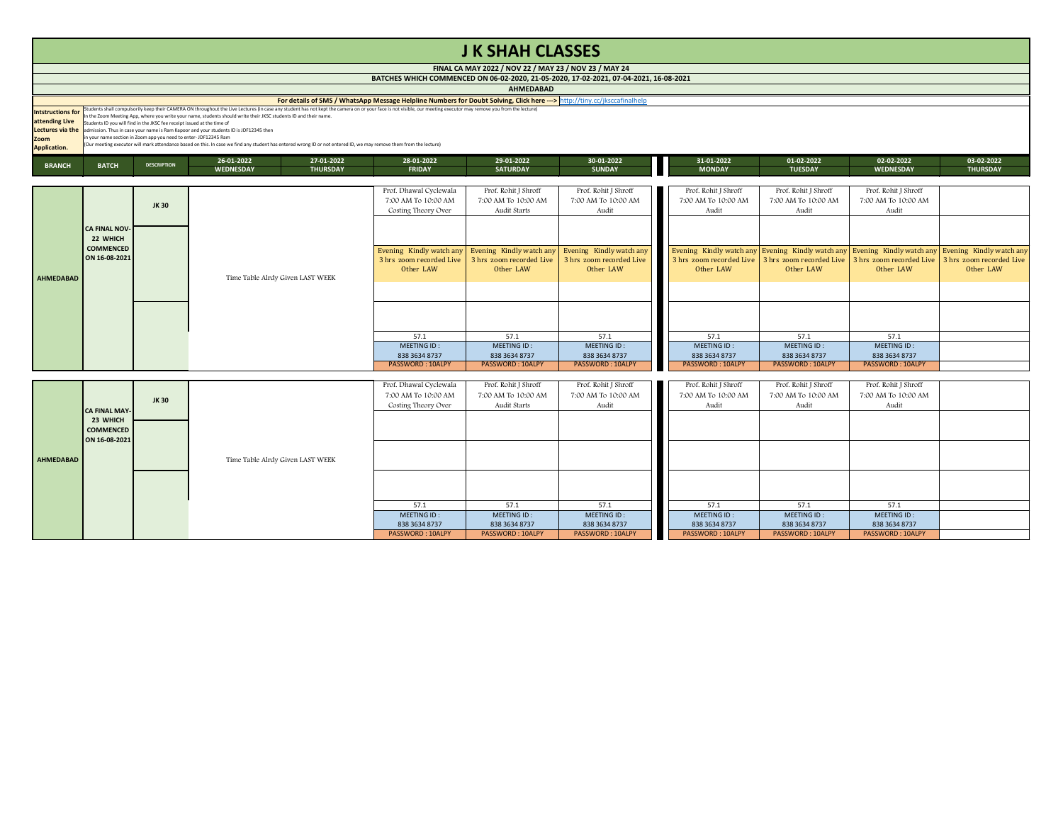# J K SHAH CLASSES

**FINAL CA MAY 2022 / NOV 22 / MAY 23 / NOV 23 / MAY 24**

**BATCHES WHICH COMMENCED ON 06-02-2020, 21-05-2020, 17-02-2021, 07-04-2021, 16-08-2021**

**AHMEDABAD**

**For details of SMS / WhatsApp Message Helpline Numbers for Doubt Solving, Click here --->** http://tiny.cc/jksccafinalhelp

**Intstructions for attending Live Lectures via the Zoom Application.**

Students shall compulsorily keep their CAMERA ON throughout the Live Lectures (in case any student has not kept the camera on or your face is not visible, our meeting executor may remove you from the lecture)
In the Zoom Meeting App, where you write your name, students should write their JKSC students ID and their name.
Students ID you will find in the JKSC fee receipt issued at the time of admission. Thus in case your name is Ram Kapoor and your students ID is JDF12345 then in your name section in Zoom app you need to enter- JDF12345 Ram
(Our meeting executor will mark attendance based on this. In case we find any student has entered wrong ID or not entered ID, we may remove them from the lecture)

| BRANCH | BATCH | DESCRIPTION | 26-01-2022 WEDNESDAY | 27-01-2022 THURSDAY | 28-01-2022 FRIDAY | 29-01-2022 SATURDAY | 30-01-2022 SUNDAY | 31-01-2022 MONDAY | 01-02-2022 TUESDAY | 02-02-2022 WEDNESDAY | 03-02-2022 THURSDAY |
|---|---|---|---|---|---|---|---|---|---|---|---|
| AHMEDABAD | CA FINAL NOV-22 WHICH COMMENCED ON 16-08-2021 | JK 30 | Time Table Alrdy Given LAST WEEK | | Prof. Dhawal Cyclewala 7:00 AM To 10:00 AM Costing Theory Over | Prof. Rohit J Shroff 7:00 AM To 10:00 AM Audit Starts | Prof. Rohit J Shroff 7:00 AM To 10:00 AM Audit | Prof. Rohit J Shroff 7:00 AM To 10:00 AM Audit | Prof. Rohit J Shroff 7:00 AM To 10:00 AM Audit | Prof. Rohit J Shroff 7:00 AM To 10:00 AM Audit | |
| | | | | | Evening Kindly watch any 3 hrs zoom recorded Live Other LAW | Evening Kindly watch any 3 hrs zoom recorded Live Other LAW | Evening Kindly watch any 3 hrs zoom recorded Live Other LAW | Evening Kindly watch any 3 hrs zoom recorded Live Other LAW | Evening Kindly watch any 3 hrs zoom recorded Live Other LAW | Evening Kindly watch any 3 hrs zoom recorded Live Other LAW | Evening Kindly watch any 3 hrs zoom recorded Live Other LAW |
| | | | | | 57.1 | 57.1 | 57.1 | 57.1 | 57.1 | 57.1 | |
| | | | | | MEETING ID : 838 3634 8737 | MEETING ID : 838 3634 8737 | MEETING ID : 838 3634 8737 | MEETING ID : 838 3634 8737 | MEETING ID : 838 3634 8737 | MEETING ID : 838 3634 8737 | |
| | | | | | PASSWORD : 10ALPY | PASSWORD : 10ALPY | PASSWORD : 10ALPY | PASSWORD : 10ALPY | PASSWORD : 10ALPY | PASSWORD : 10ALPY | |
| AHMEDABAD | CA FINAL MAY-23 WHICH COMMENCED ON 16-08-2021 | JK 30 | Time Table Alrdy Given LAST WEEK | | Prof. Dhawal Cyclewala 7:00 AM To 10:00 AM Costing Theory Over | Prof. Rohit J Shroff 7:00 AM To 10:00 AM Audit Starts | Prof. Rohit J Shroff 7:00 AM To 10:00 AM Audit | Prof. Rohit J Shroff 7:00 AM To 10:00 AM Audit | Prof. Rohit J Shroff 7:00 AM To 10:00 AM Audit | Prof. Rohit J Shroff 7:00 AM To 10:00 AM Audit | |
| | | | | | 57.1 | 57.1 | 57.1 | 57.1 | 57.1 | 57.1 | |
| | | | | | MEETING ID : 838 3634 8737 | MEETING ID : 838 3634 8737 | MEETING ID : 838 3634 8737 | MEETING ID : 838 3634 8737 | MEETING ID : 838 3634 8737 | MEETING ID : 838 3634 8737 | |
| | | | | | PASSWORD : 10ALPY | PASSWORD : 10ALPY | PASSWORD : 10ALPY | PASSWORD : 10ALPY | PASSWORD : 10ALPY | PASSWORD : 10ALPY | |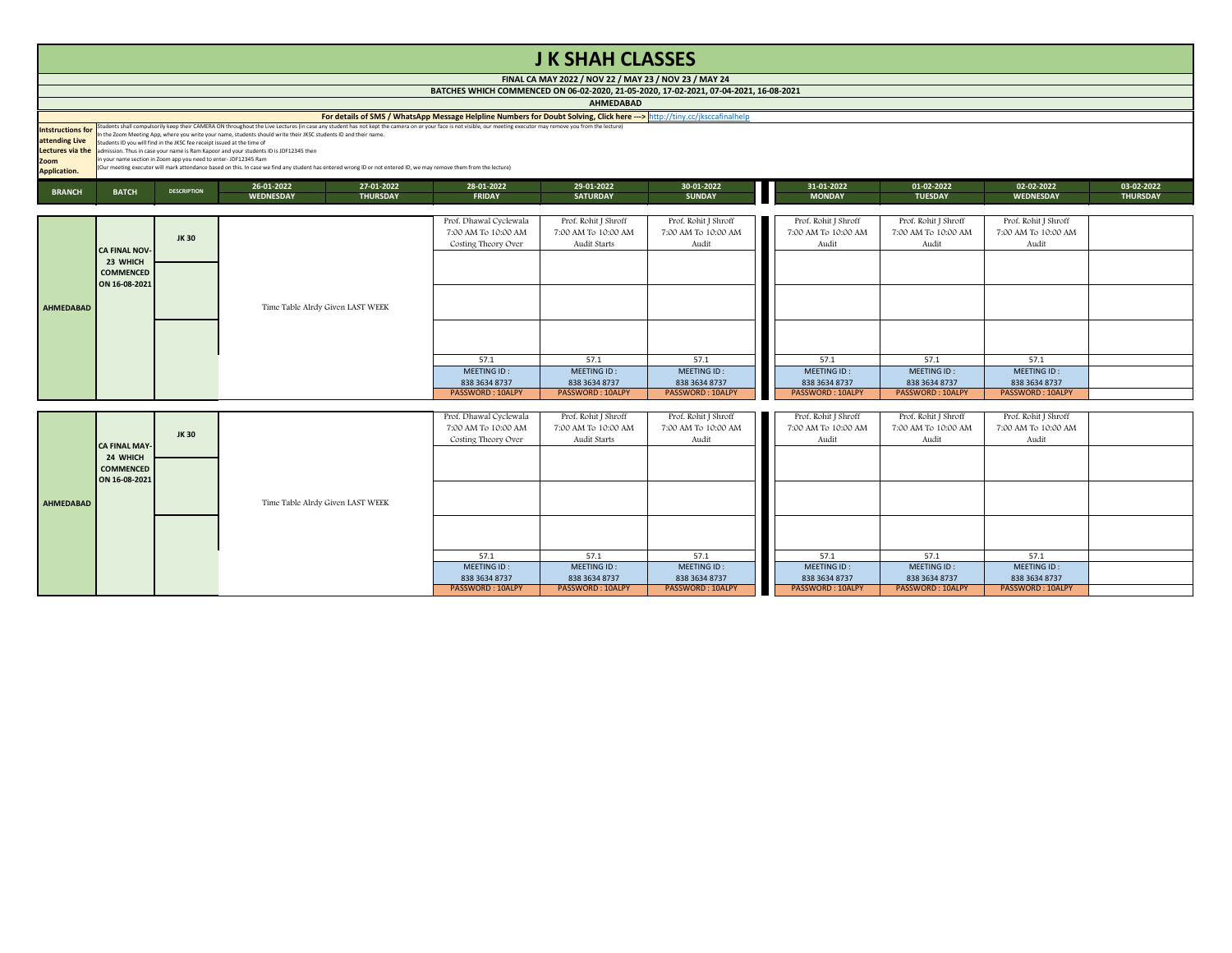# J K SHAH CLASSES

**FINAL CA MAY 2022 / NOV 22 / MAY 23 / NOV 23 / MAY 24**

**BATCHES WHICH COMMENCED ON 06-02-2020, 21-05-2020, 17-02-2021, 07-04-2021, 16-08-2021**

**AHMEDABAD**

**For details of SMS / WhatsApp Message Helpline Numbers for Doubt Solving, Click here --->** http://tiny.cc/jksccafinalhelp

**Intstructions for attending Live Lectures via the Zoom Application.**

Students shall compulsorily keep their CAMERA ON throughout the Live Lectures (in case any student has not kept the camera on or your face is not visible, our meeting executor may remove you from the lecture)
In the Zoom Meeting App, where you write your name, students should write their JKSC students ID and their name.
Students ID you will find in the JKSC fee receipt issued at the time of admission. Thus in case your name is Ram Kapoor and your students ID is JDF12345 then in your name section in Zoom app you need to enter- JDF12345 Ram
(Our meeting executor will mark attendance based on this. In case we find any student has entered wrong ID or not entered ID, we may remove them from the lecture)

| BRANCH | BATCH | DESCRIPTION | 26-01-2022 WEDNESDAY | 27-01-2022 THURSDAY | 28-01-2022 FRIDAY | 29-01-2022 SATURDAY | 30-01-2022 SUNDAY | 31-01-2022 MONDAY | 01-02-2022 TUESDAY | 02-02-2022 WEDNESDAY | 03-02-2022 THURSDAY |
|---|---|---|---|---|---|---|---|---|---|---|---|
| AHMEDABAD | CA FINAL NOV-23 WHICH COMMENCED ON 16-08-2021 | JK 30 | Time Table Alrdy Given LAST WEEK | | Prof. Dhawal Cyclewala 7:00 AM To 10:00 AM Costing Theory Over | Prof. Rohit J Shroff 7:00 AM To 10:00 AM Audit Starts | Prof. Rohit J Shroff 7:00 AM To 10:00 AM Audit | Prof. Rohit J Shroff 7:00 AM To 10:00 AM Audit | Prof. Rohit J Shroff 7:00 AM To 10:00 AM Audit | Prof. Rohit J Shroff 7:00 AM To 10:00 AM Audit | |
| | | | | | 57.1 | 57.1 | 57.1 | 57.1 | 57.1 | 57.1 | |
| | | | | | MEETING ID : 838 3634 8737 | MEETING ID : 838 3634 8737 | MEETING ID : 838 3634 8737 | MEETING ID : 838 3634 8737 | MEETING ID : 838 3634 8737 | MEETING ID : 838 3634 8737 | |
| | | | | | PASSWORD : 10ALPY | PASSWORD : 10ALPY | PASSWORD : 10ALPY | PASSWORD : 10ALPY | PASSWORD : 10ALPY | PASSWORD : 10ALPY | |
| AHMEDABAD | CA FINAL MAY-24 WHICH COMMENCED ON 16-08-2021 | JK 30 | Time Table Alrdy Given LAST WEEK | | Prof. Dhawal Cyclewala 7:00 AM To 10:00 AM Costing Theory Over | Prof. Rohit J Shroff 7:00 AM To 10:00 AM Audit Starts | Prof. Rohit J Shroff 7:00 AM To 10:00 AM Audit | Prof. Rohit J Shroff 7:00 AM To 10:00 AM Audit | Prof. Rohit J Shroff 7:00 AM To 10:00 AM Audit | Prof. Rohit J Shroff 7:00 AM To 10:00 AM Audit | |
| | | | | | 57.1 | 57.1 | 57.1 | 57.1 | 57.1 | 57.1 | |
| | | | | | MEETING ID : 838 3634 8737 | MEETING ID : 838 3634 8737 | MEETING ID : 838 3634 8737 | MEETING ID : 838 3634 8737 | MEETING ID : 838 3634 8737 | MEETING ID : 838 3634 8737 | |
| | | | | | PASSWORD : 10ALPY | PASSWORD : 10ALPY | PASSWORD : 10ALPY | PASSWORD : 10ALPY | PASSWORD : 10ALPY | PASSWORD : 10ALPY | |